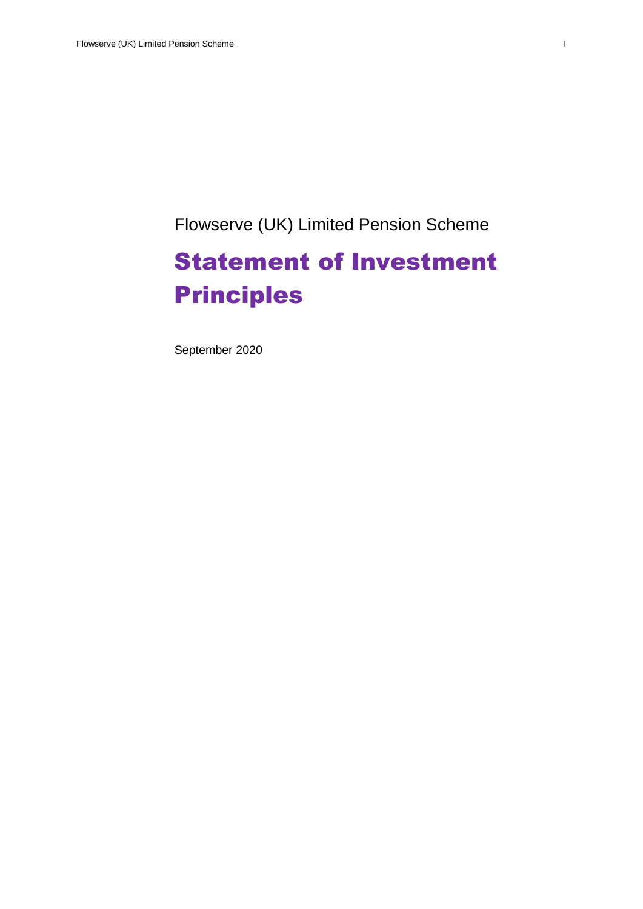Flowserve (UK) Limited Pension Scheme

# Statement of Investment Principles

September 2020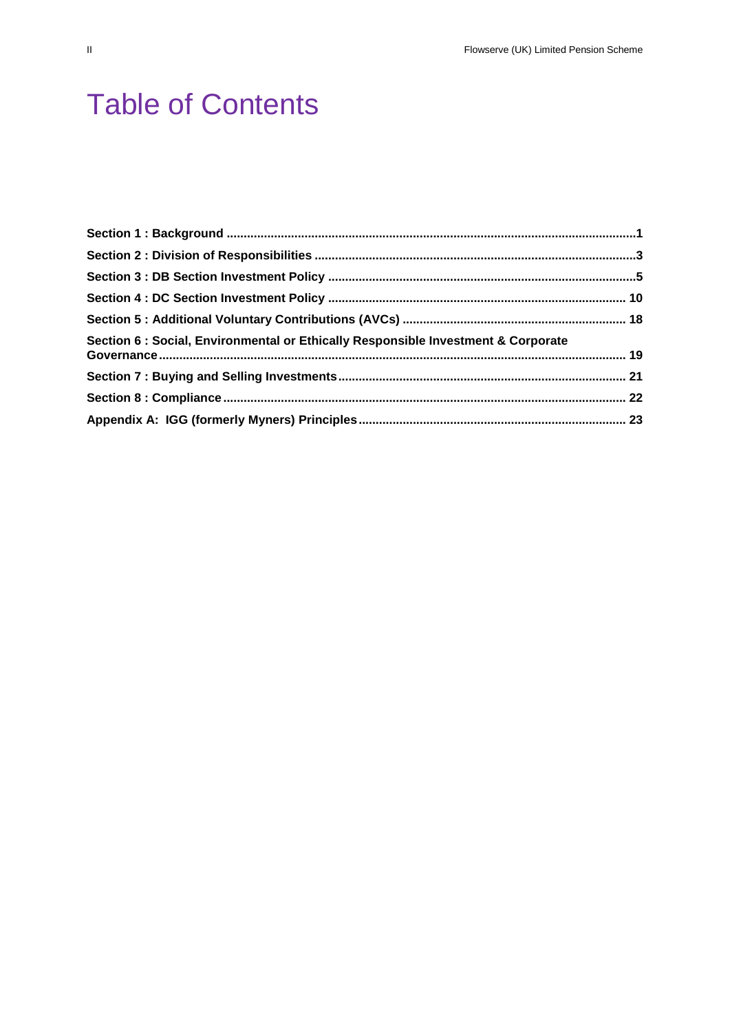# Table of Contents

**Section 1 : Background** ........................................................................................................................1

**Section 2 : Division of Responsibilities** ..............................................................................................3

**Section 3 : DB Section Investment Policy** ..........................................................................................5

**Section 4 : DC Section Investment Policy** ....................................................................................... 10

**Section 5 : Additional Voluntary Contributions (AVCs)** ................................................................. 18

**Section 6 : Social, Environmental or Ethically Responsible Investment & Corporate Governance** ........................................................................................................................ 19

**Section 7 : Buying and Selling Investments** .................................................................................... 21

**Section 8 : Compliance** ...................................................................................................................... 22

**Appendix A: IGG (formerly Myners) Principles** .............................................................................. 23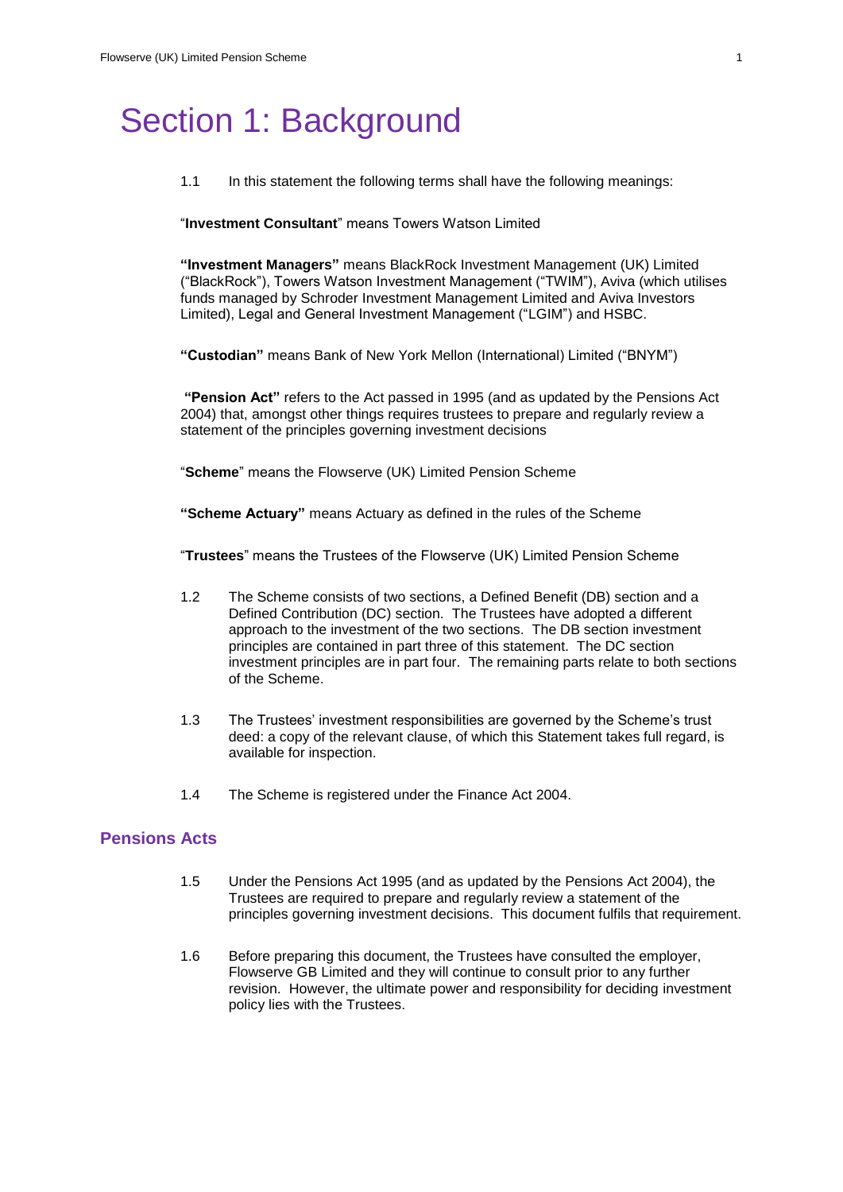# Section 1: Background

1.1 In this statement the following terms shall have the following meanings:

"**Investment Consultant**" means Towers Watson Limited

**"Investment Managers"** means BlackRock Investment Management (UK) Limited ("BlackRock"), Towers Watson Investment Management ("TWIM"), Aviva (which utilises funds managed by Schroder Investment Management Limited and Aviva Investors Limited), Legal and General Investment Management ("LGIM") and HSBC.

**"Custodian"** means Bank of New York Mellon (International) Limited ("BNYM")

**"Pension Act"** refers to the Act passed in 1995 (and as updated by the Pensions Act 2004) that, amongst other things requires trustees to prepare and regularly review a statement of the principles governing investment decisions

"**Scheme**" means the Flowserve (UK) Limited Pension Scheme

**"Scheme Actuary"** means Actuary as defined in the rules of the Scheme

"**Trustees**" means the Trustees of the Flowserve (UK) Limited Pension Scheme

1.2 The Scheme consists of two sections, a Defined Benefit (DB) section and a Defined Contribution (DC) section. The Trustees have adopted a different approach to the investment of the two sections. The DB section investment principles are contained in part three of this statement. The DC section investment principles are in part four. The remaining parts relate to both sections of the Scheme.

1.3 The Trustees' investment responsibilities are governed by the Scheme's trust deed: a copy of the relevant clause, of which this Statement takes full regard, is available for inspection.

1.4 The Scheme is registered under the Finance Act 2004.

## Pensions Acts

1.5 Under the Pensions Act 1995 (and as updated by the Pensions Act 2004), the Trustees are required to prepare and regularly review a statement of the principles governing investment decisions. This document fulfils that requirement.

1.6 Before preparing this document, the Trustees have consulted the employer, Flowserve GB Limited and they will continue to consult prior to any further revision. However, the ultimate power and responsibility for deciding investment policy lies with the Trustees.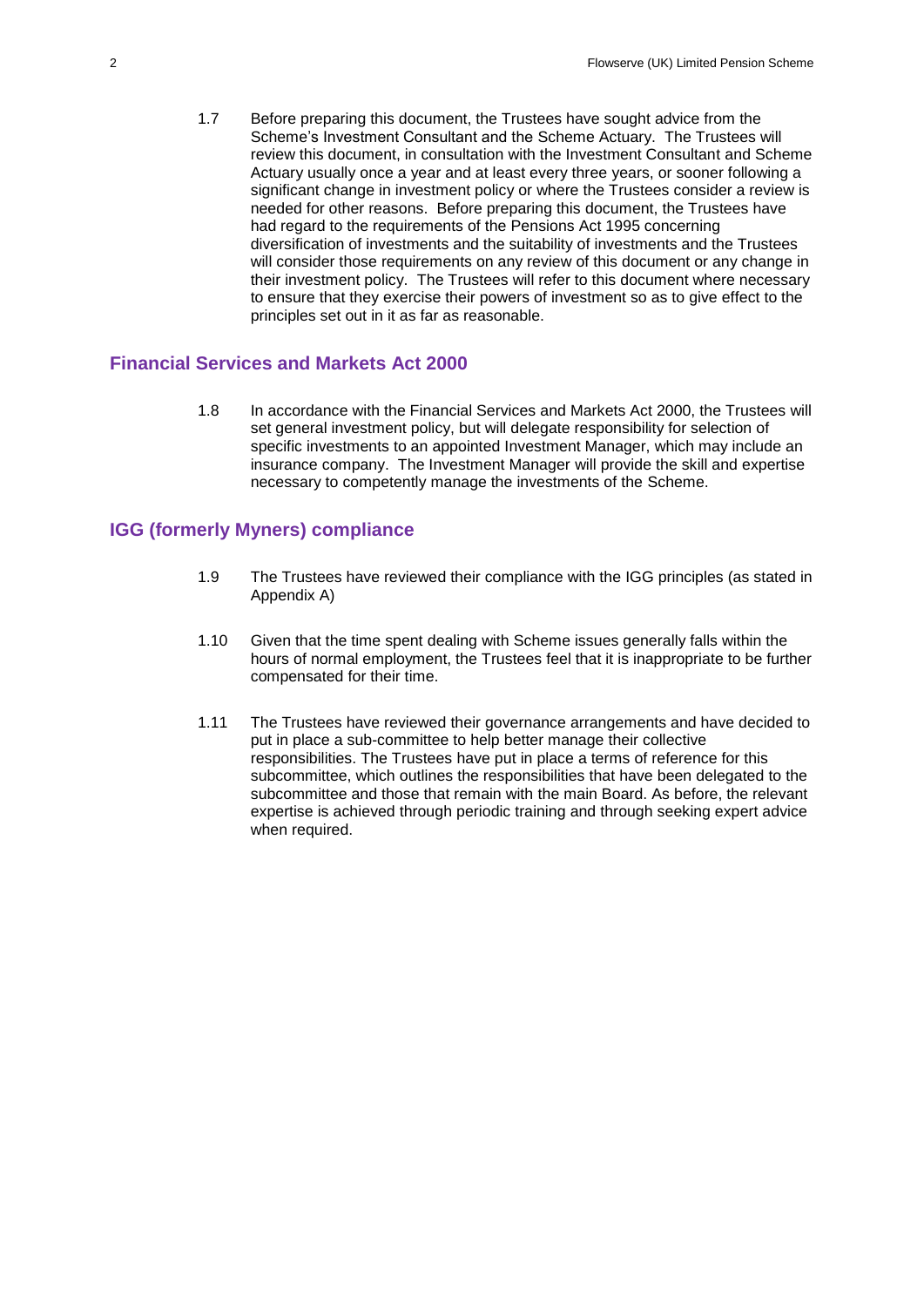1.7 Before preparing this document, the Trustees have sought advice from the Scheme's Investment Consultant and the Scheme Actuary. The Trustees will review this document, in consultation with the Investment Consultant and Scheme Actuary usually once a year and at least every three years, or sooner following a significant change in investment policy or where the Trustees consider a review is needed for other reasons. Before preparing this document, the Trustees have had regard to the requirements of the Pensions Act 1995 concerning diversification of investments and the suitability of investments and the Trustees will consider those requirements on any review of this document or any change in their investment policy. The Trustees will refer to this document where necessary to ensure that they exercise their powers of investment so as to give effect to the principles set out in it as far as reasonable.

## Financial Services and Markets Act 2000

1.8 In accordance with the Financial Services and Markets Act 2000, the Trustees will set general investment policy, but will delegate responsibility for selection of specific investments to an appointed Investment Manager, which may include an insurance company. The Investment Manager will provide the skill and expertise necessary to competently manage the investments of the Scheme.

## IGG (formerly Myners) compliance

1.9 The Trustees have reviewed their compliance with the IGG principles (as stated in Appendix A)

1.10 Given that the time spent dealing with Scheme issues generally falls within the hours of normal employment, the Trustees feel that it is inappropriate to be further compensated for their time.

1.11 The Trustees have reviewed their governance arrangements and have decided to put in place a sub-committee to help better manage their collective responsibilities. The Trustees have put in place a terms of reference for this subcommittee, which outlines the responsibilities that have been delegated to the subcommittee and those that remain with the main Board. As before, the relevant expertise is achieved through periodic training and through seeking expert advice when required.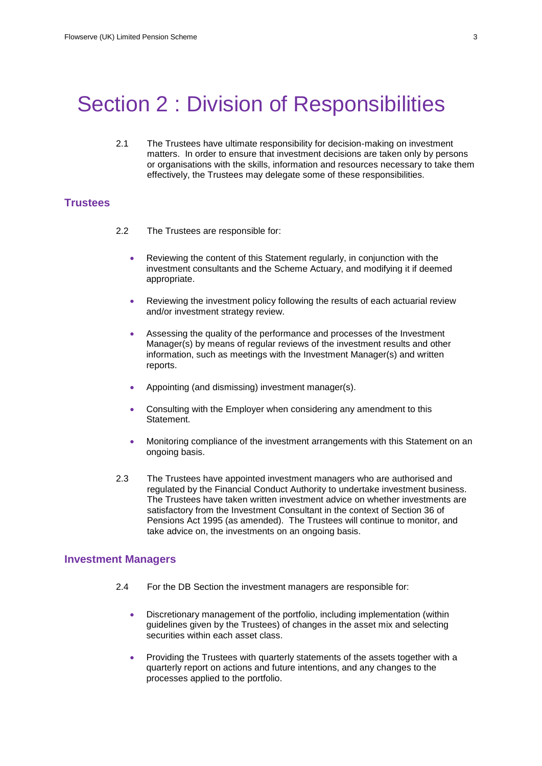# Section 2 : Division of Responsibilities

2.1 The Trustees have ultimate responsibility for decision-making on investment matters. In order to ensure that investment decisions are taken only by persons or organisations with the skills, information and resources necessary to take them effectively, the Trustees may delegate some of these responsibilities.

## Trustees

2.2 The Trustees are responsible for:

- Reviewing the content of this Statement regularly, in conjunction with the investment consultants and the Scheme Actuary, and modifying it if deemed appropriate.
- Reviewing the investment policy following the results of each actuarial review and/or investment strategy review.
- Assessing the quality of the performance and processes of the Investment Manager(s) by means of regular reviews of the investment results and other information, such as meetings with the Investment Manager(s) and written reports.
- Appointing (and dismissing) investment manager(s).
- Consulting with the Employer when considering any amendment to this Statement.
- Monitoring compliance of the investment arrangements with this Statement on an ongoing basis.

2.3 The Trustees have appointed investment managers who are authorised and regulated by the Financial Conduct Authority to undertake investment business. The Trustees have taken written investment advice on whether investments are satisfactory from the Investment Consultant in the context of Section 36 of Pensions Act 1995 (as amended). The Trustees will continue to monitor, and take advice on, the investments on an ongoing basis.

## Investment Managers

2.4 For the DB Section the investment managers are responsible for:

- Discretionary management of the portfolio, including implementation (within guidelines given by the Trustees) of changes in the asset mix and selecting securities within each asset class.
- Providing the Trustees with quarterly statements of the assets together with a quarterly report on actions and future intentions, and any changes to the processes applied to the portfolio.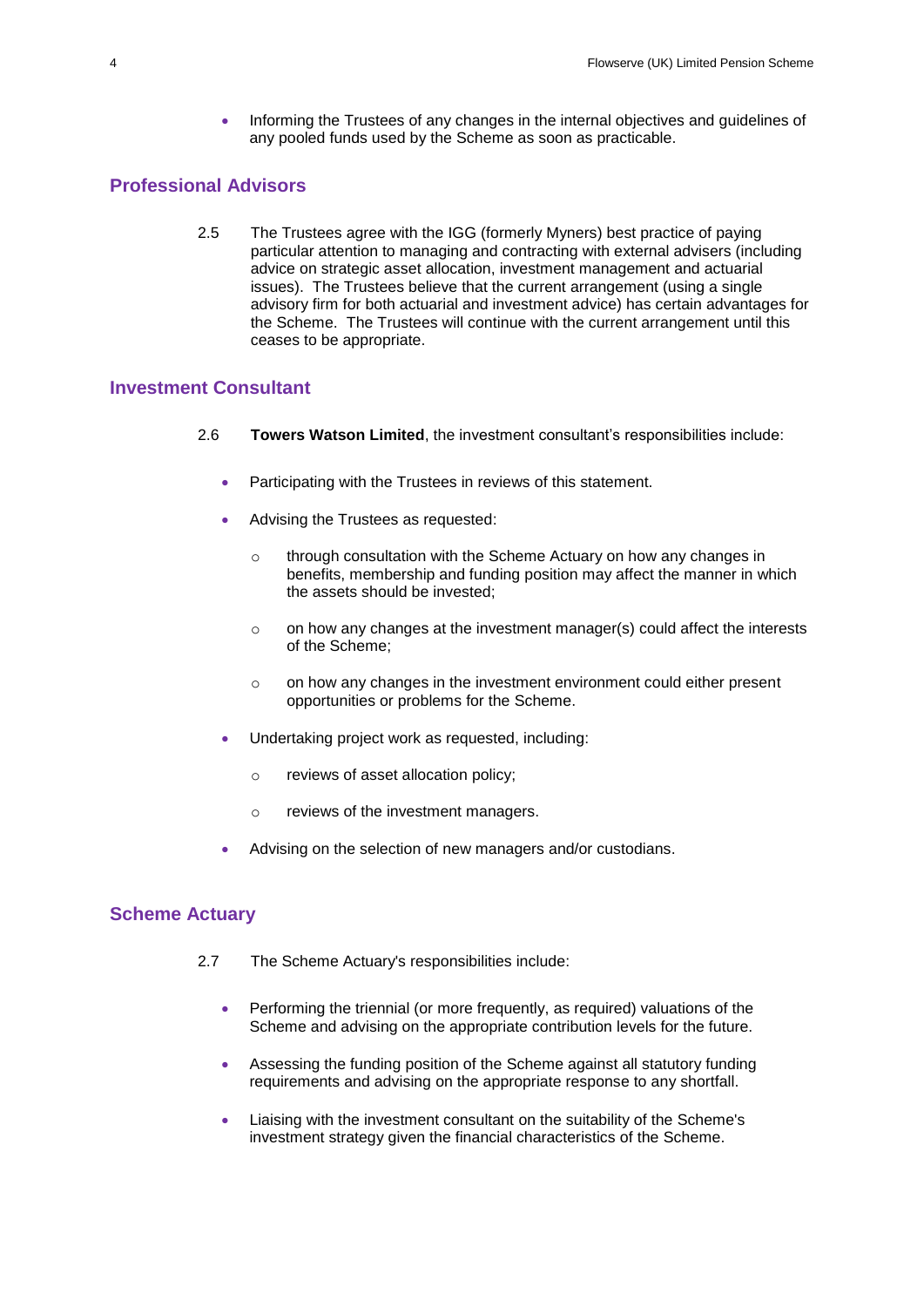- Informing the Trustees of any changes in the internal objectives and guidelines of any pooled funds used by the Scheme as soon as practicable.

## Professional Advisors

2.5 The Trustees agree with the IGG (formerly Myners) best practice of paying particular attention to managing and contracting with external advisers (including advice on strategic asset allocation, investment management and actuarial issues). The Trustees believe that the current arrangement (using a single advisory firm for both actuarial and investment advice) has certain advantages for the Scheme. The Trustees will continue with the current arrangement until this ceases to be appropriate.

## Investment Consultant

2.6 **Towers Watson Limited**, the investment consultant's responsibilities include:

- Participating with the Trustees in reviews of this statement.
- Advising the Trustees as requested:
  - through consultation with the Scheme Actuary on how any changes in benefits, membership and funding position may affect the manner in which the assets should be invested;
  - on how any changes at the investment manager(s) could affect the interests of the Scheme;
  - on how any changes in the investment environment could either present opportunities or problems for the Scheme.
- Undertaking project work as requested, including:
  - reviews of asset allocation policy;
  - reviews of the investment managers.
- Advising on the selection of new managers and/or custodians.

## Scheme Actuary

2.7 The Scheme Actuary's responsibilities include:

- Performing the triennial (or more frequently, as required) valuations of the Scheme and advising on the appropriate contribution levels for the future.
- Assessing the funding position of the Scheme against all statutory funding requirements and advising on the appropriate response to any shortfall.
- Liaising with the investment consultant on the suitability of the Scheme's investment strategy given the financial characteristics of the Scheme.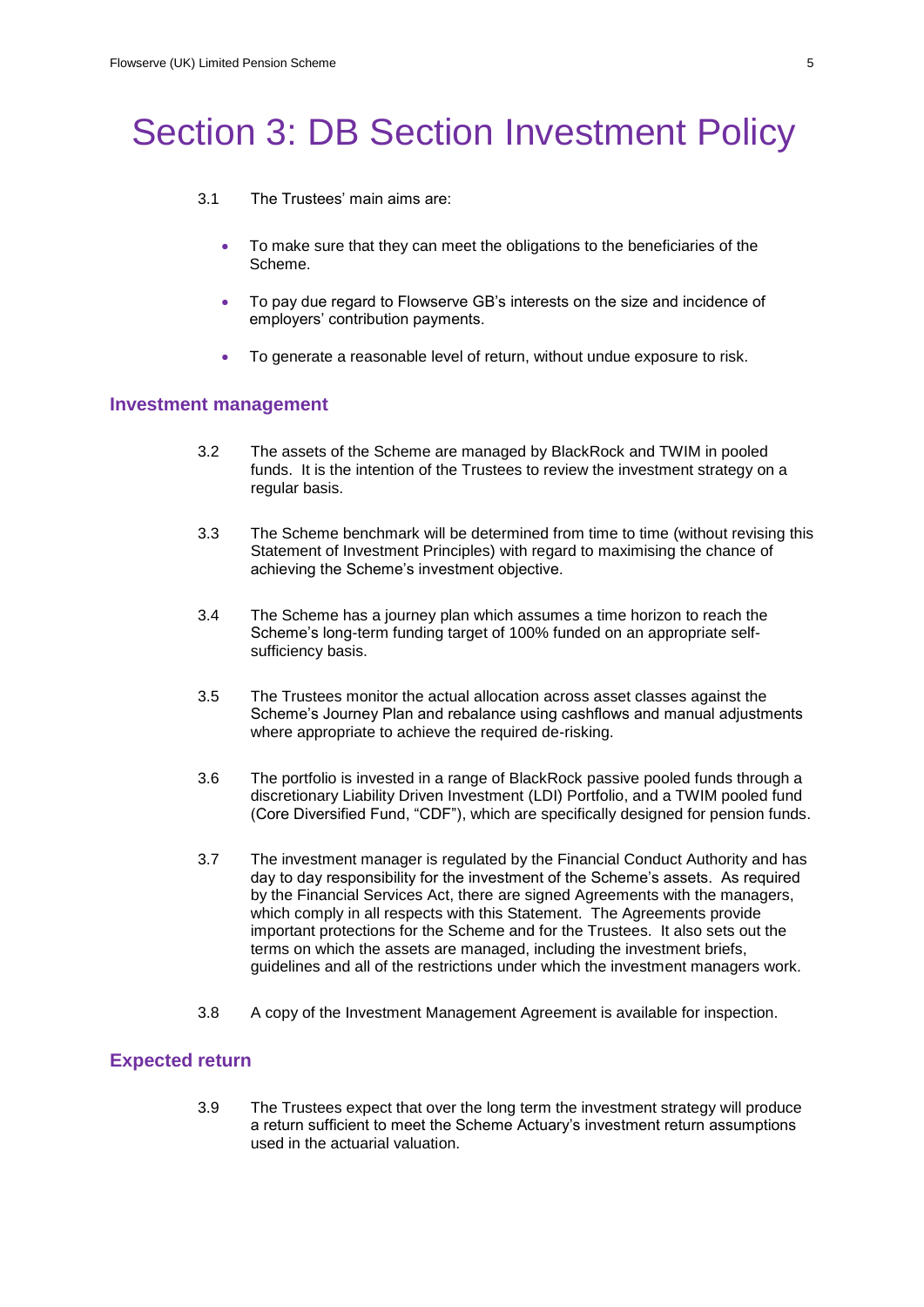# Section 3: DB Section Investment Policy

3.1 The Trustees' main aims are:

- To make sure that they can meet the obligations to the beneficiaries of the Scheme.
- To pay due regard to Flowserve GB's interests on the size and incidence of employers' contribution payments.
- To generate a reasonable level of return, without undue exposure to risk.

## Investment management

3.2 The assets of the Scheme are managed by BlackRock and TWIM in pooled funds. It is the intention of the Trustees to review the investment strategy on a regular basis.

3.3 The Scheme benchmark will be determined from time to time (without revising this Statement of Investment Principles) with regard to maximising the chance of achieving the Scheme's investment objective.

3.4 The Scheme has a journey plan which assumes a time horizon to reach the Scheme's long-term funding target of 100% funded on an appropriate self-sufficiency basis.

3.5 The Trustees monitor the actual allocation across asset classes against the Scheme's Journey Plan and rebalance using cashflows and manual adjustments where appropriate to achieve the required de-risking.

3.6 The portfolio is invested in a range of BlackRock passive pooled funds through a discretionary Liability Driven Investment (LDI) Portfolio, and a TWIM pooled fund (Core Diversified Fund, "CDF"), which are specifically designed for pension funds.

3.7 The investment manager is regulated by the Financial Conduct Authority and has day to day responsibility for the investment of the Scheme's assets. As required by the Financial Services Act, there are signed Agreements with the managers, which comply in all respects with this Statement. The Agreements provide important protections for the Scheme and for the Trustees. It also sets out the terms on which the assets are managed, including the investment briefs, guidelines and all of the restrictions under which the investment managers work.

3.8 A copy of the Investment Management Agreement is available for inspection.

## Expected return

3.9 The Trustees expect that over the long term the investment strategy will produce a return sufficient to meet the Scheme Actuary's investment return assumptions used in the actuarial valuation.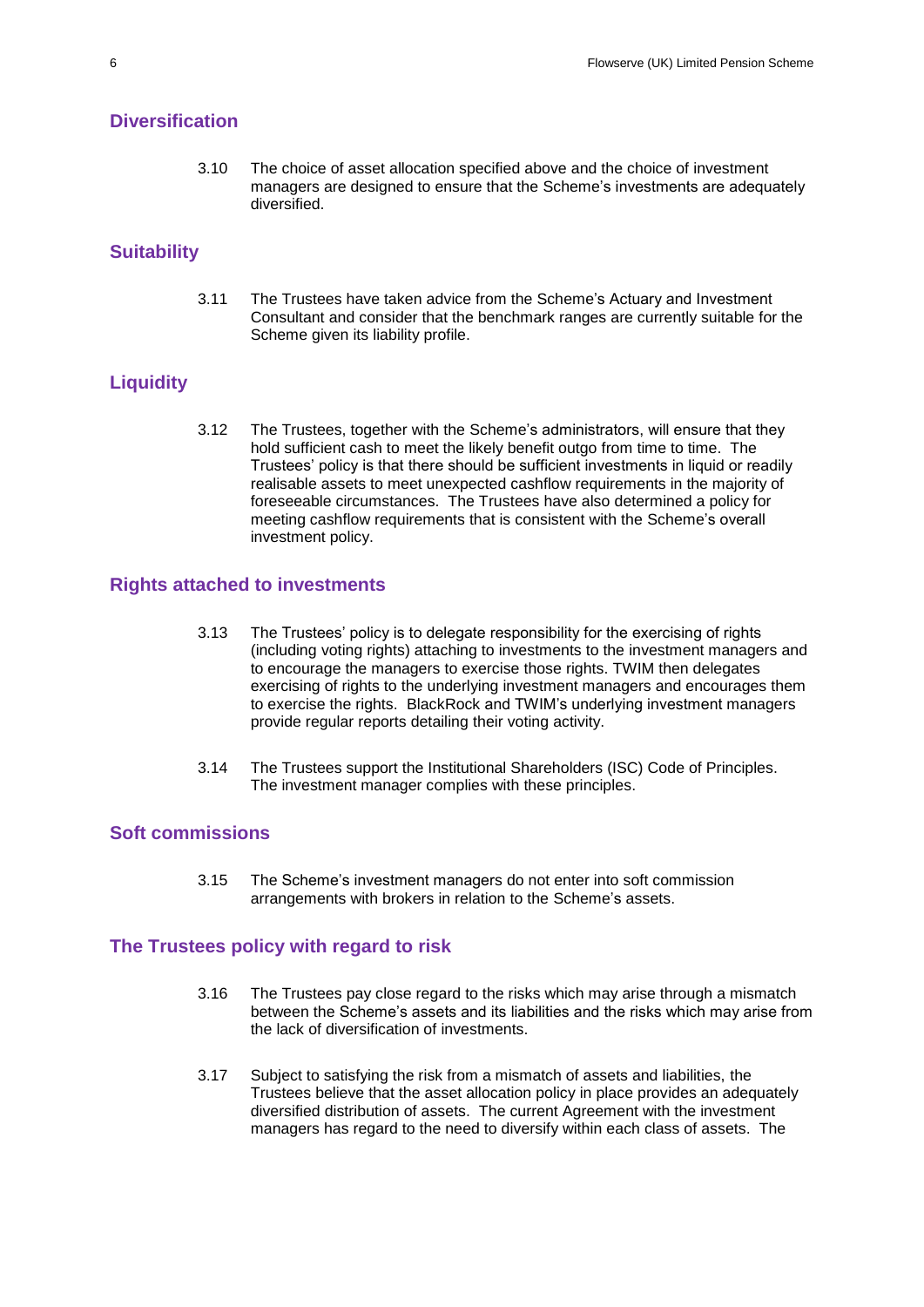## Diversification

3.10 The choice of asset allocation specified above and the choice of investment managers are designed to ensure that the Scheme's investments are adequately diversified.

## Suitability

3.11 The Trustees have taken advice from the Scheme's Actuary and Investment Consultant and consider that the benchmark ranges are currently suitable for the Scheme given its liability profile.

## Liquidity

3.12 The Trustees, together with the Scheme's administrators, will ensure that they hold sufficient cash to meet the likely benefit outgo from time to time. The Trustees' policy is that there should be sufficient investments in liquid or readily realisable assets to meet unexpected cashflow requirements in the majority of foreseeable circumstances. The Trustees have also determined a policy for meeting cashflow requirements that is consistent with the Scheme's overall investment policy.

## Rights attached to investments

3.13 The Trustees' policy is to delegate responsibility for the exercising of rights (including voting rights) attaching to investments to the investment managers and to encourage the managers to exercise those rights. TWIM then delegates exercising of rights to the underlying investment managers and encourages them to exercise the rights. BlackRock and TWIM's underlying investment managers provide regular reports detailing their voting activity.

3.14 The Trustees support the Institutional Shareholders (ISC) Code of Principles. The investment manager complies with these principles.

## Soft commissions

3.15 The Scheme's investment managers do not enter into soft commission arrangements with brokers in relation to the Scheme's assets.

## The Trustees policy with regard to risk

3.16 The Trustees pay close regard to the risks which may arise through a mismatch between the Scheme's assets and its liabilities and the risks which may arise from the lack of diversification of investments.

3.17 Subject to satisfying the risk from a mismatch of assets and liabilities, the Trustees believe that the asset allocation policy in place provides an adequately diversified distribution of assets. The current Agreement with the investment managers has regard to the need to diversify within each class of assets. The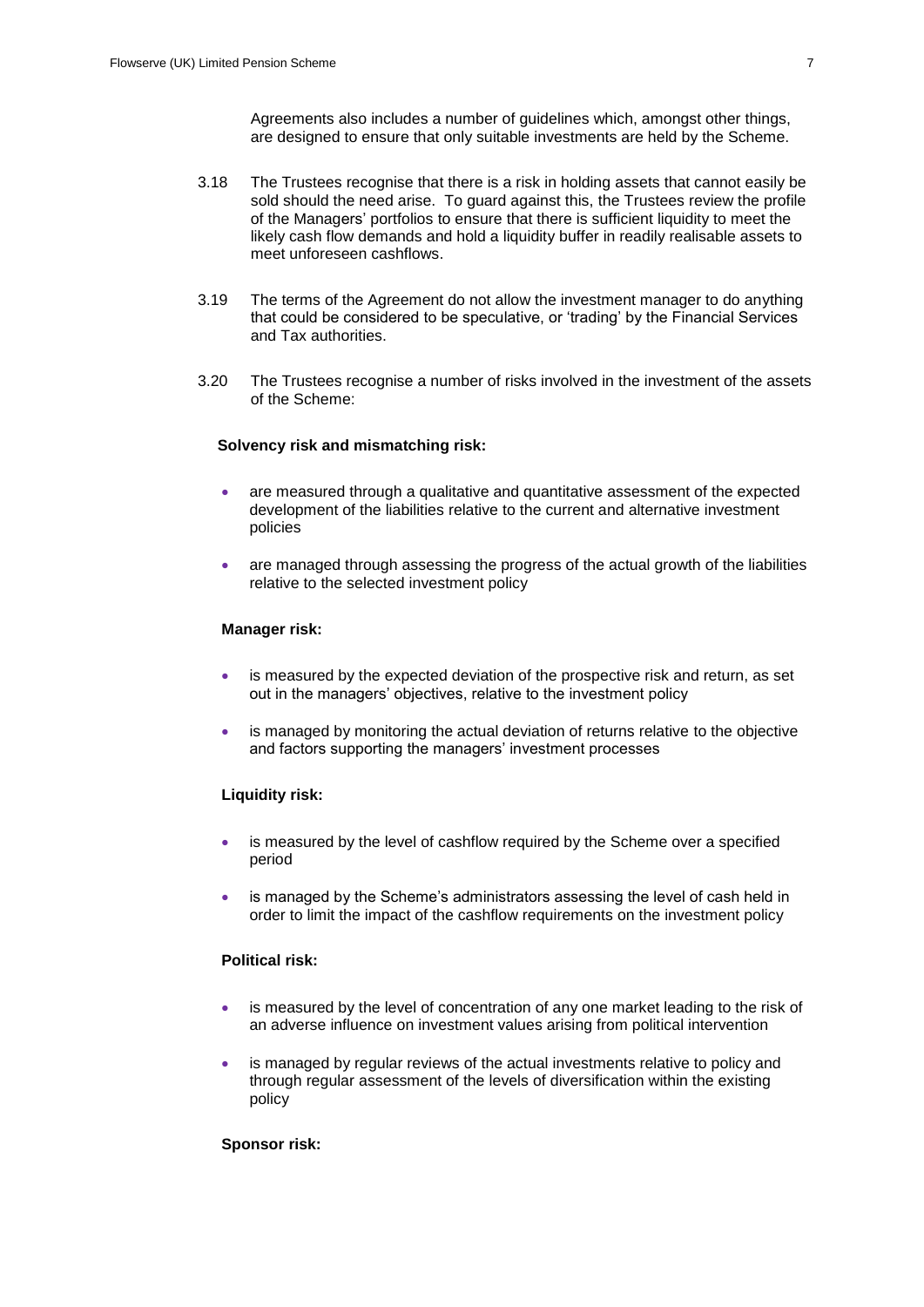Agreements also includes a number of guidelines which, amongst other things, are designed to ensure that only suitable investments are held by the Scheme.

3.18 The Trustees recognise that there is a risk in holding assets that cannot easily be sold should the need arise. To guard against this, the Trustees review the profile of the Managers' portfolios to ensure that there is sufficient liquidity to meet the likely cash flow demands and hold a liquidity buffer in readily realisable assets to meet unforeseen cashflows.

3.19 The terms of the Agreement do not allow the investment manager to do anything that could be considered to be speculative, or 'trading' by the Financial Services and Tax authorities.

3.20 The Trustees recognise a number of risks involved in the investment of the assets of the Scheme:

**Solvency risk and mismatching risk:**

- are measured through a qualitative and quantitative assessment of the expected development of the liabilities relative to the current and alternative investment policies
- are managed through assessing the progress of the actual growth of the liabilities relative to the selected investment policy

**Manager risk:**

- is measured by the expected deviation of the prospective risk and return, as set out in the managers' objectives, relative to the investment policy
- is managed by monitoring the actual deviation of returns relative to the objective and factors supporting the managers' investment processes

**Liquidity risk:**

- is measured by the level of cashflow required by the Scheme over a specified period
- is managed by the Scheme's administrators assessing the level of cash held in order to limit the impact of the cashflow requirements on the investment policy

**Political risk:**

- is measured by the level of concentration of any one market leading to the risk of an adverse influence on investment values arising from political intervention
- is managed by regular reviews of the actual investments relative to policy and through regular assessment of the levels of diversification within the existing policy

**Sponsor risk:**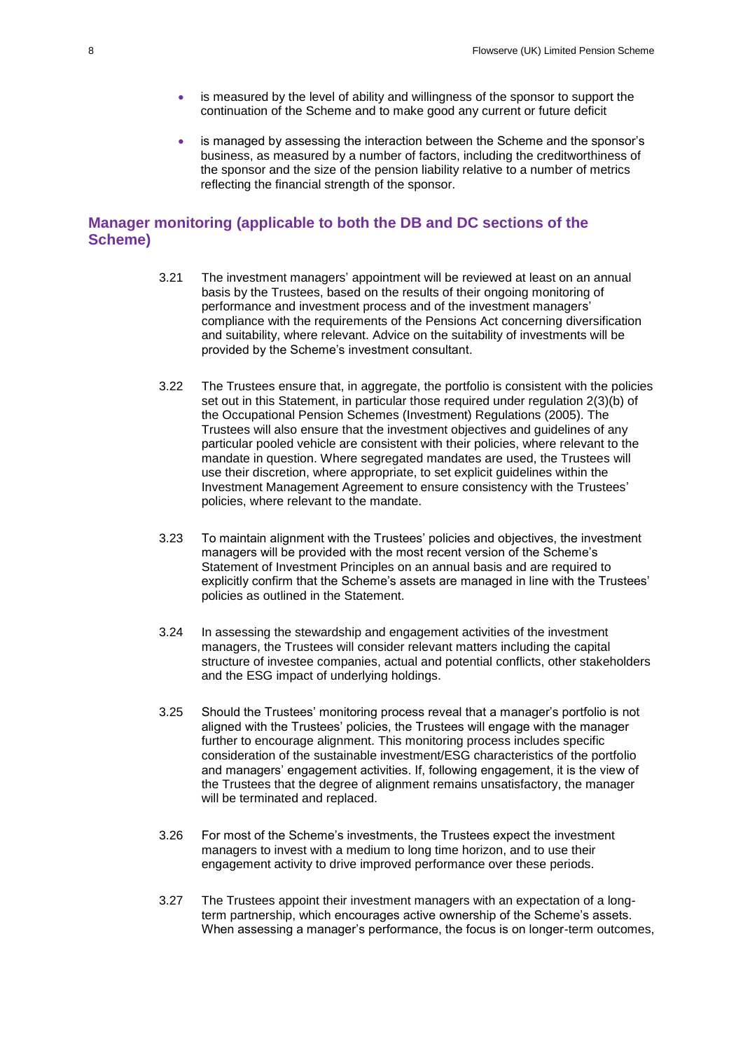- is measured by the level of ability and willingness of the sponsor to support the continuation of the Scheme and to make good any current or future deficit
- is managed by assessing the interaction between the Scheme and the sponsor's business, as measured by a number of factors, including the creditworthiness of the sponsor and the size of the pension liability relative to a number of metrics reflecting the financial strength of the sponsor.

## Manager monitoring (applicable to both the DB and DC sections of the Scheme)

3.21 The investment managers' appointment will be reviewed at least on an annual basis by the Trustees, based on the results of their ongoing monitoring of performance and investment process and of the investment managers' compliance with the requirements of the Pensions Act concerning diversification and suitability, where relevant. Advice on the suitability of investments will be provided by the Scheme's investment consultant.

3.22 The Trustees ensure that, in aggregate, the portfolio is consistent with the policies set out in this Statement, in particular those required under regulation 2(3)(b) of the Occupational Pension Schemes (Investment) Regulations (2005). The Trustees will also ensure that the investment objectives and guidelines of any particular pooled vehicle are consistent with their policies, where relevant to the mandate in question. Where segregated mandates are used, the Trustees will use their discretion, where appropriate, to set explicit guidelines within the Investment Management Agreement to ensure consistency with the Trustees' policies, where relevant to the mandate.

3.23 To maintain alignment with the Trustees' policies and objectives, the investment managers will be provided with the most recent version of the Scheme's Statement of Investment Principles on an annual basis and are required to explicitly confirm that the Scheme's assets are managed in line with the Trustees' policies as outlined in the Statement.

3.24 In assessing the stewardship and engagement activities of the investment managers, the Trustees will consider relevant matters including the capital structure of investee companies, actual and potential conflicts, other stakeholders and the ESG impact of underlying holdings.

3.25 Should the Trustees' monitoring process reveal that a manager's portfolio is not aligned with the Trustees' policies, the Trustees will engage with the manager further to encourage alignment. This monitoring process includes specific consideration of the sustainable investment/ESG characteristics of the portfolio and managers' engagement activities. If, following engagement, it is the view of the Trustees that the degree of alignment remains unsatisfactory, the manager will be terminated and replaced.

3.26 For most of the Scheme's investments, the Trustees expect the investment managers to invest with a medium to long time horizon, and to use their engagement activity to drive improved performance over these periods.

3.27 The Trustees appoint their investment managers with an expectation of a long-term partnership, which encourages active ownership of the Scheme's assets. When assessing a manager's performance, the focus is on longer-term outcomes,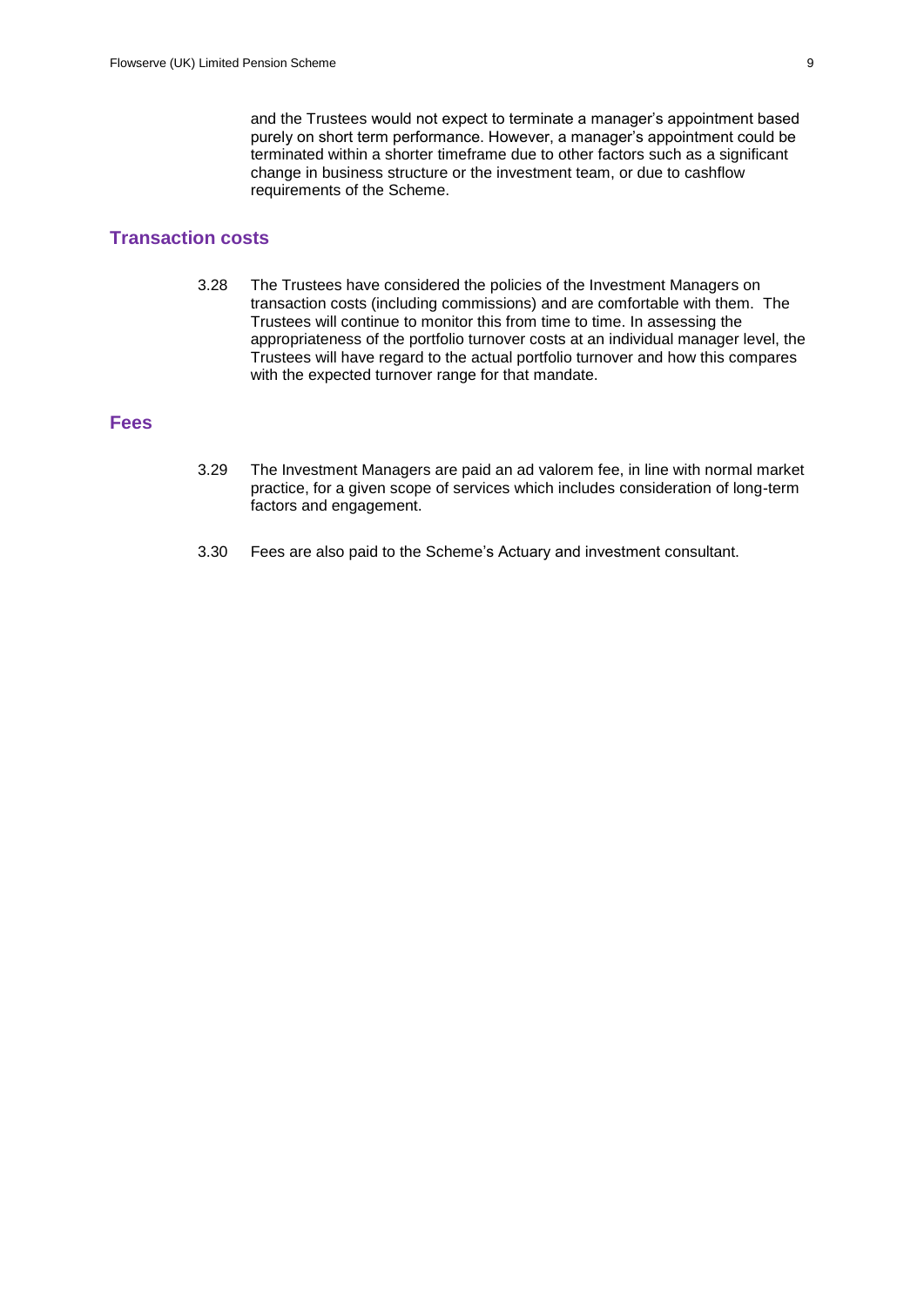and the Trustees would not expect to terminate a manager's appointment based purely on short term performance. However, a manager's appointment could be terminated within a shorter timeframe due to other factors such as a significant change in business structure or the investment team, or due to cashflow requirements of the Scheme.

## Transaction costs

3.28 The Trustees have considered the policies of the Investment Managers on transaction costs (including commissions) and are comfortable with them. The Trustees will continue to monitor this from time to time. In assessing the appropriateness of the portfolio turnover costs at an individual manager level, the Trustees will have regard to the actual portfolio turnover and how this compares with the expected turnover range for that mandate.

## Fees

3.29 The Investment Managers are paid an ad valorem fee, in line with normal market practice, for a given scope of services which includes consideration of long-term factors and engagement.

3.30 Fees are also paid to the Scheme's Actuary and investment consultant.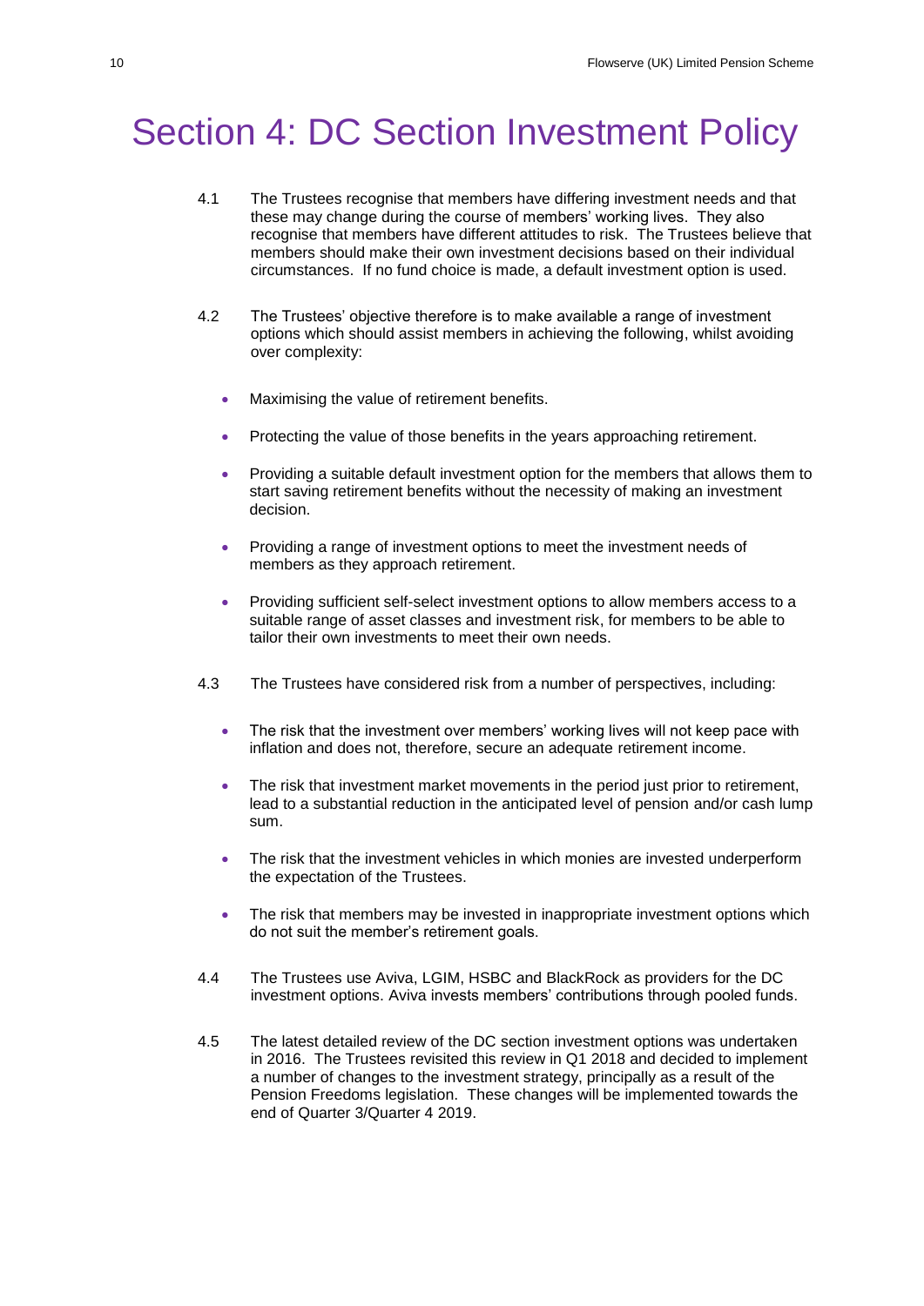# Section 4: DC Section Investment Policy

4.1 The Trustees recognise that members have differing investment needs and that these may change during the course of members' working lives. They also recognise that members have different attitudes to risk. The Trustees believe that members should make their own investment decisions based on their individual circumstances. If no fund choice is made, a default investment option is used.

4.2 The Trustees' objective therefore is to make available a range of investment options which should assist members in achieving the following, whilst avoiding over complexity:

- Maximising the value of retirement benefits.
- Protecting the value of those benefits in the years approaching retirement.
- Providing a suitable default investment option for the members that allows them to start saving retirement benefits without the necessity of making an investment decision.
- Providing a range of investment options to meet the investment needs of members as they approach retirement.
- Providing sufficient self-select investment options to allow members access to a suitable range of asset classes and investment risk, for members to be able to tailor their own investments to meet their own needs.

4.3 The Trustees have considered risk from a number of perspectives, including:

- The risk that the investment over members' working lives will not keep pace with inflation and does not, therefore, secure an adequate retirement income.
- The risk that investment market movements in the period just prior to retirement, lead to a substantial reduction in the anticipated level of pension and/or cash lump sum.
- The risk that the investment vehicles in which monies are invested underperform the expectation of the Trustees.
- The risk that members may be invested in inappropriate investment options which do not suit the member's retirement goals.

4.4 The Trustees use Aviva, LGIM, HSBC and BlackRock as providers for the DC investment options. Aviva invests members' contributions through pooled funds.

4.5 The latest detailed review of the DC section investment options was undertaken in 2016. The Trustees revisited this review in Q1 2018 and decided to implement a number of changes to the investment strategy, principally as a result of the Pension Freedoms legislation. These changes will be implemented towards the end of Quarter 3/Quarter 4 2019.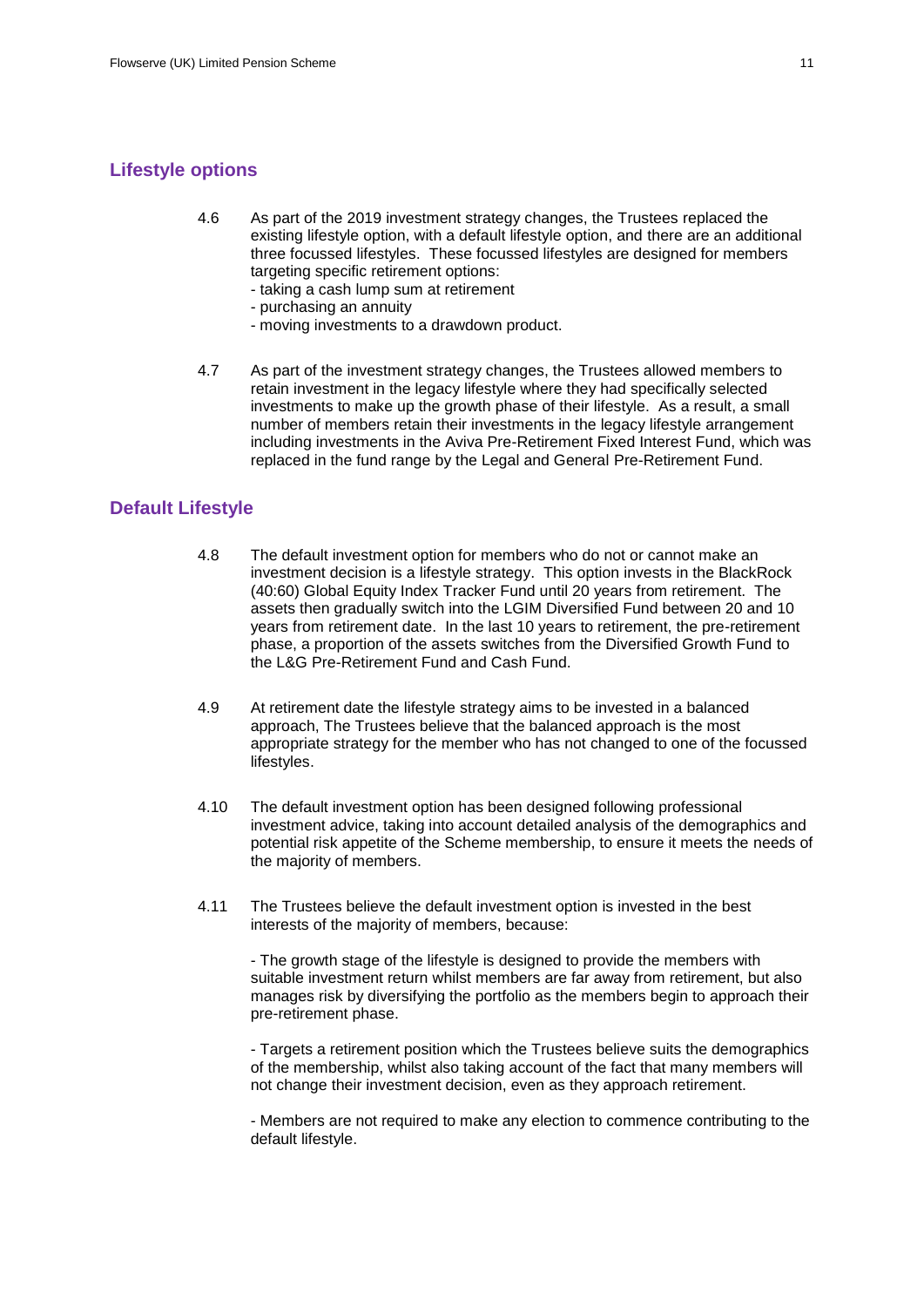## Lifestyle options

4.6 As part of the 2019 investment strategy changes, the Trustees replaced the existing lifestyle option, with a default lifestyle option, and there are an additional three focussed lifestyles. These focussed lifestyles are designed for members targeting specific retirement options:
- taking a cash lump sum at retirement
- purchasing an annuity
- moving investments to a drawdown product.

4.7 As part of the investment strategy changes, the Trustees allowed members to retain investment in the legacy lifestyle where they had specifically selected investments to make up the growth phase of their lifestyle. As a result, a small number of members retain their investments in the legacy lifestyle arrangement including investments in the Aviva Pre-Retirement Fixed Interest Fund, which was replaced in the fund range by the Legal and General Pre-Retirement Fund.

## Default Lifestyle

4.8 The default investment option for members who do not or cannot make an investment decision is a lifestyle strategy. This option invests in the BlackRock (40:60) Global Equity Index Tracker Fund until 20 years from retirement. The assets then gradually switch into the LGIM Diversified Fund between 20 and 10 years from retirement date. In the last 10 years to retirement, the pre-retirement phase, a proportion of the assets switches from the Diversified Growth Fund to the L&G Pre-Retirement Fund and Cash Fund.

4.9 At retirement date the lifestyle strategy aims to be invested in a balanced approach, The Trustees believe that the balanced approach is the most appropriate strategy for the member who has not changed to one of the focussed lifestyles.

4.10 The default investment option has been designed following professional investment advice, taking into account detailed analysis of the demographics and potential risk appetite of the Scheme membership, to ensure it meets the needs of the majority of members.

4.11 The Trustees believe the default investment option is invested in the best interests of the majority of members, because:

- The growth stage of the lifestyle is designed to provide the members with suitable investment return whilst members are far away from retirement, but also manages risk by diversifying the portfolio as the members begin to approach their pre-retirement phase.

- Targets a retirement position which the Trustees believe suits the demographics of the membership, whilst also taking account of the fact that many members will not change their investment decision, even as they approach retirement.

- Members are not required to make any election to commence contributing to the default lifestyle.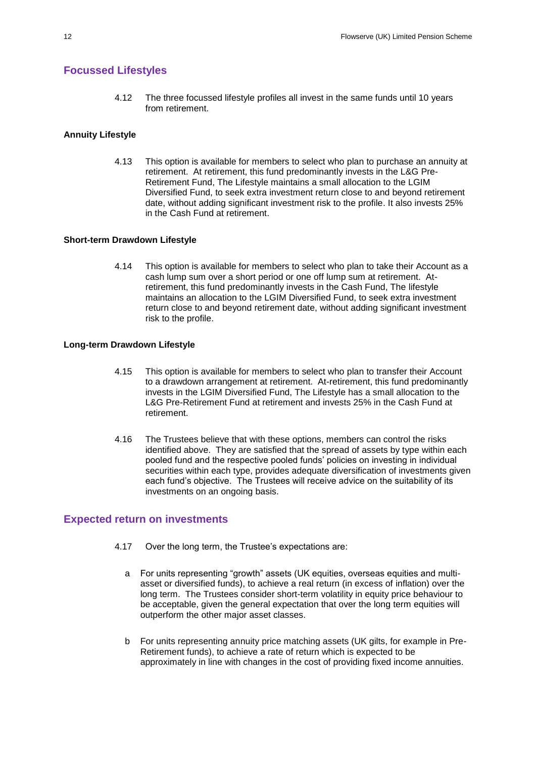## Focussed Lifestyles

4.12 The three focussed lifestyle profiles all invest in the same funds until 10 years from retirement.

**Annuity Lifestyle**

4.13 This option is available for members to select who plan to purchase an annuity at retirement. At retirement, this fund predominantly invests in the L&G Pre-Retirement Fund, The Lifestyle maintains a small allocation to the LGIM Diversified Fund, to seek extra investment return close to and beyond retirement date, without adding significant investment risk to the profile. It also invests 25% in the Cash Fund at retirement.

**Short-term Drawdown Lifestyle**

4.14 This option is available for members to select who plan to take their Account as a cash lump sum over a short period or one off lump sum at retirement. At-retirement, this fund predominantly invests in the Cash Fund, The lifestyle maintains an allocation to the LGIM Diversified Fund, to seek extra investment return close to and beyond retirement date, without adding significant investment risk to the profile.

**Long-term Drawdown Lifestyle**

4.15 This option is available for members to select who plan to transfer their Account to a drawdown arrangement at retirement. At-retirement, this fund predominantly invests in the LGIM Diversified Fund, The Lifestyle has a small allocation to the L&G Pre-Retirement Fund at retirement and invests 25% in the Cash Fund at retirement.

4.16 The Trustees believe that with these options, members can control the risks identified above. They are satisfied that the spread of assets by type within each pooled fund and the respective pooled funds' policies on investing in individual securities within each type, provides adequate diversification of investments given each fund's objective. The Trustees will receive advice on the suitability of its investments on an ongoing basis.

## Expected return on investments

4.17 Over the long term, the Trustee's expectations are:

a For units representing "growth" assets (UK equities, overseas equities and multi-asset or diversified funds), to achieve a real return (in excess of inflation) over the long term. The Trustees consider short-term volatility in equity price behaviour to be acceptable, given the general expectation that over the long term equities will outperform the other major asset classes.

b For units representing annuity price matching assets (UK gilts, for example in Pre-Retirement funds), to achieve a rate of return which is expected to be approximately in line with changes in the cost of providing fixed income annuities.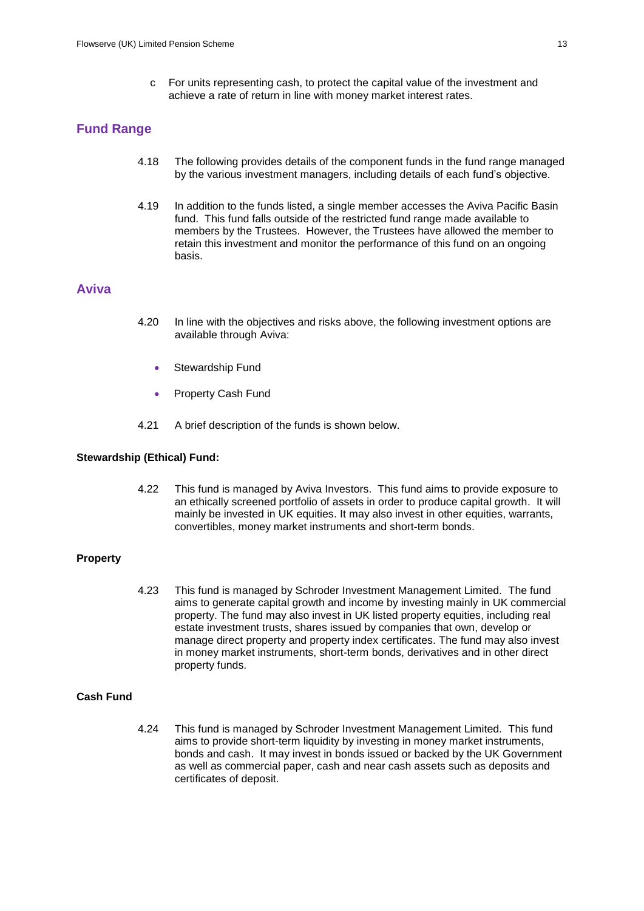c For units representing cash, to protect the capital value of the investment and achieve a rate of return in line with money market interest rates.

## Fund Range

4.18 The following provides details of the component funds in the fund range managed by the various investment managers, including details of each fund's objective.

4.19 In addition to the funds listed, a single member accesses the Aviva Pacific Basin fund. This fund falls outside of the restricted fund range made available to members by the Trustees. However, the Trustees have allowed the member to retain this investment and monitor the performance of this fund on an ongoing basis.

## Aviva

4.20 In line with the objectives and risks above, the following investment options are available through Aviva:

- Stewardship Fund
- Property Cash Fund

4.21 A brief description of the funds is shown below.

**Stewardship (Ethical) Fund:**

4.22 This fund is managed by Aviva Investors. This fund aims to provide exposure to an ethically screened portfolio of assets in order to produce capital growth. It will mainly be invested in UK equities. It may also invest in other equities, warrants, convertibles, money market instruments and short-term bonds.

**Property**

4.23 This fund is managed by Schroder Investment Management Limited. The fund aims to generate capital growth and income by investing mainly in UK commercial property. The fund may also invest in UK listed property equities, including real estate investment trusts, shares issued by companies that own, develop or manage direct property and property index certificates. The fund may also invest in money market instruments, short-term bonds, derivatives and in other direct property funds.

**Cash Fund**

4.24 This fund is managed by Schroder Investment Management Limited. This fund aims to provide short-term liquidity by investing in money market instruments, bonds and cash. It may invest in bonds issued or backed by the UK Government as well as commercial paper, cash and near cash assets such as deposits and certificates of deposit.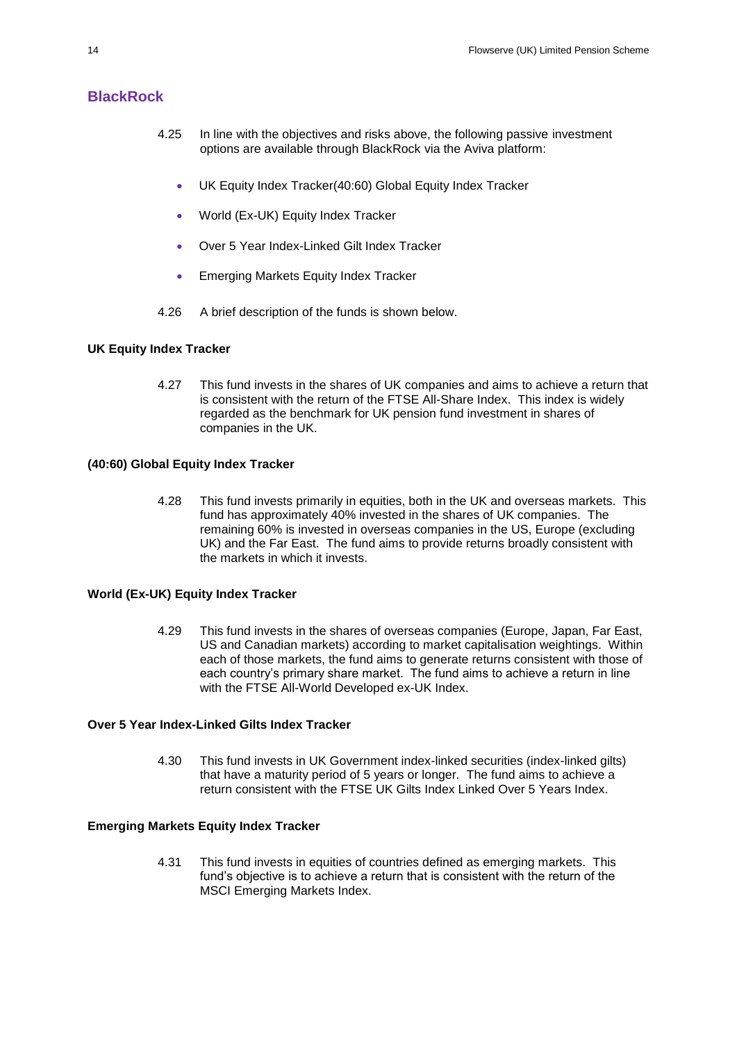## BlackRock

4.25 In line with the objectives and risks above, the following passive investment options are available through BlackRock via the Aviva platform:

- UK Equity Index Tracker(40:60) Global Equity Index Tracker
- World (Ex-UK) Equity Index Tracker
- Over 5 Year Index-Linked Gilt Index Tracker
- Emerging Markets Equity Index Tracker

4.26 A brief description of the funds is shown below.

**UK Equity Index Tracker**

4.27 This fund invests in the shares of UK companies and aims to achieve a return that is consistent with the return of the FTSE All-Share Index. This index is widely regarded as the benchmark for UK pension fund investment in shares of companies in the UK.

**(40:60) Global Equity Index Tracker**

4.28 This fund invests primarily in equities, both in the UK and overseas markets. This fund has approximately 40% invested in the shares of UK companies. The remaining 60% is invested in overseas companies in the US, Europe (excluding UK) and the Far East. The fund aims to provide returns broadly consistent with the markets in which it invests.

**World (Ex-UK) Equity Index Tracker**

4.29 This fund invests in the shares of overseas companies (Europe, Japan, Far East, US and Canadian markets) according to market capitalisation weightings. Within each of those markets, the fund aims to generate returns consistent with those of each country's primary share market. The fund aims to achieve a return in line with the FTSE All-World Developed ex-UK Index.

**Over 5 Year Index-Linked Gilts Index Tracker**

4.30 This fund invests in UK Government index-linked securities (index-linked gilts) that have a maturity period of 5 years or longer. The fund aims to achieve a return consistent with the FTSE UK Gilts Index Linked Over 5 Years Index.

**Emerging Markets Equity Index Tracker**

4.31 This fund invests in equities of countries defined as emerging markets. This fund's objective is to achieve a return that is consistent with the return of the MSCI Emerging Markets Index.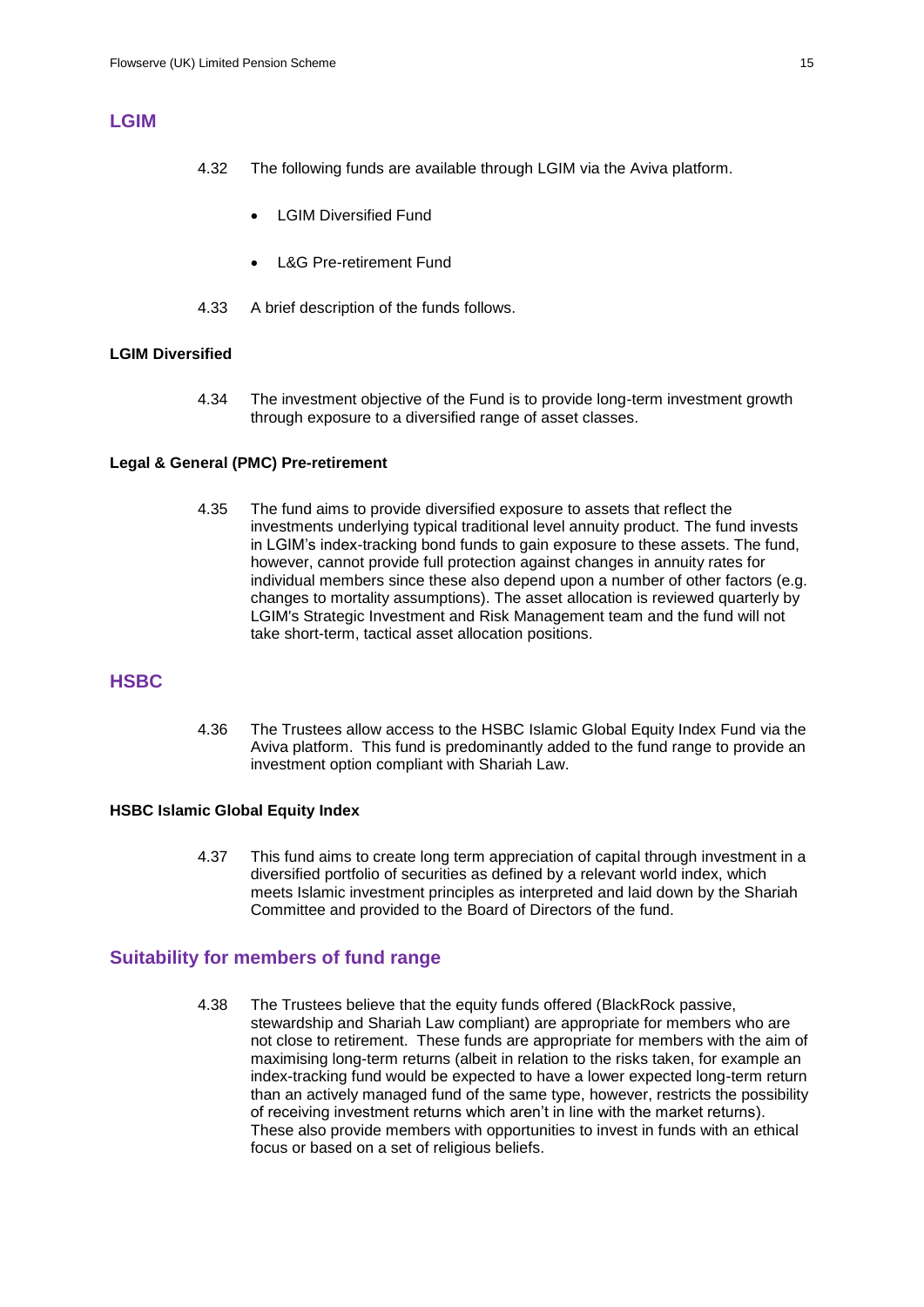## LGIM

4.32 The following funds are available through LGIM via the Aviva platform.

- LGIM Diversified Fund
- L&G Pre-retirement Fund

4.33 A brief description of the funds follows.

### LGIM Diversified

4.34 The investment objective of the Fund is to provide long-term investment growth through exposure to a diversified range of asset classes.

### Legal & General (PMC) Pre-retirement

4.35 The fund aims to provide diversified exposure to assets that reflect the investments underlying typical traditional level annuity product. The fund invests in LGIM's index-tracking bond funds to gain exposure to these assets. The fund, however, cannot provide full protection against changes in annuity rates for individual members since these also depend upon a number of other factors (e.g. changes to mortality assumptions). The asset allocation is reviewed quarterly by LGIM's Strategic Investment and Risk Management team and the fund will not take short-term, tactical asset allocation positions.

## HSBC

4.36 The Trustees allow access to the HSBC Islamic Global Equity Index Fund via the Aviva platform. This fund is predominantly added to the fund range to provide an investment option compliant with Shariah Law.

### HSBC Islamic Global Equity Index

4.37 This fund aims to create long term appreciation of capital through investment in a diversified portfolio of securities as defined by a relevant world index, which meets Islamic investment principles as interpreted and laid down by the Shariah Committee and provided to the Board of Directors of the fund.

## Suitability for members of fund range

4.38 The Trustees believe that the equity funds offered (BlackRock passive, stewardship and Shariah Law compliant) are appropriate for members who are not close to retirement. These funds are appropriate for members with the aim of maximising long-term returns (albeit in relation to the risks taken, for example an index-tracking fund would be expected to have a lower expected long-term return than an actively managed fund of the same type, however, restricts the possibility of receiving investment returns which aren't in line with the market returns). These also provide members with opportunities to invest in funds with an ethical focus or based on a set of religious beliefs.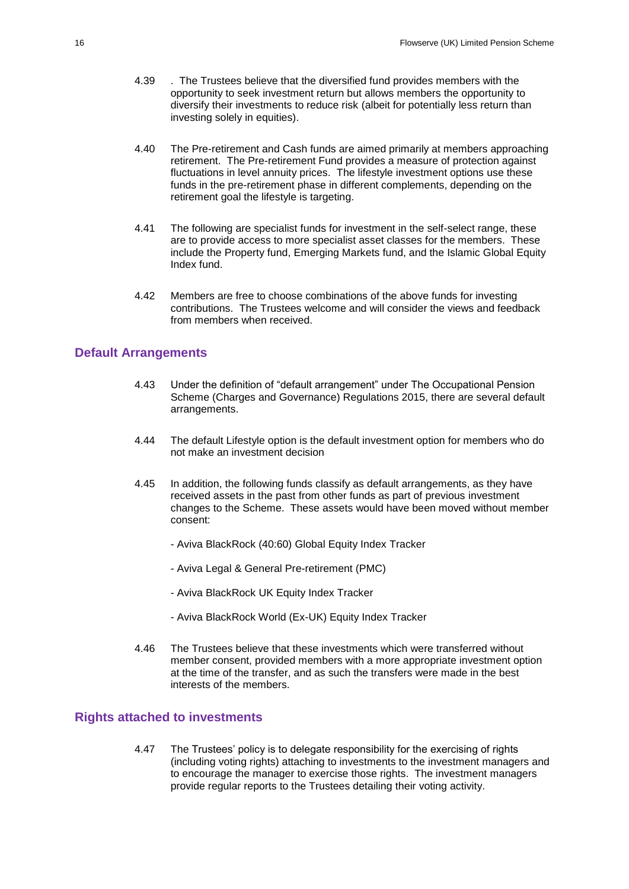4.39 . The Trustees believe that the diversified fund provides members with the opportunity to seek investment return but allows members the opportunity to diversify their investments to reduce risk (albeit for potentially less return than investing solely in equities).

4.40 The Pre-retirement and Cash funds are aimed primarily at members approaching retirement. The Pre-retirement Fund provides a measure of protection against fluctuations in level annuity prices. The lifestyle investment options use these funds in the pre-retirement phase in different complements, depending on the retirement goal the lifestyle is targeting.

4.41 The following are specialist funds for investment in the self-select range, these are to provide access to more specialist asset classes for the members. These include the Property fund, Emerging Markets fund, and the Islamic Global Equity Index fund.

4.42 Members are free to choose combinations of the above funds for investing contributions. The Trustees welcome and will consider the views and feedback from members when received.

## Default Arrangements

4.43 Under the definition of "default arrangement" under The Occupational Pension Scheme (Charges and Governance) Regulations 2015, there are several default arrangements.

4.44 The default Lifestyle option is the default investment option for members who do not make an investment decision

4.45 In addition, the following funds classify as default arrangements, as they have received assets in the past from other funds as part of previous investment changes to the Scheme. These assets would have been moved without member consent:

- Aviva BlackRock (40:60) Global Equity Index Tracker
- Aviva Legal & General Pre-retirement (PMC)
- Aviva BlackRock UK Equity Index Tracker
- Aviva BlackRock World (Ex-UK) Equity Index Tracker

4.46 The Trustees believe that these investments which were transferred without member consent, provided members with a more appropriate investment option at the time of the transfer, and as such the transfers were made in the best interests of the members.

## Rights attached to investments

4.47 The Trustees' policy is to delegate responsibility for the exercising of rights (including voting rights) attaching to investments to the investment managers and to encourage the manager to exercise those rights. The investment managers provide regular reports to the Trustees detailing their voting activity.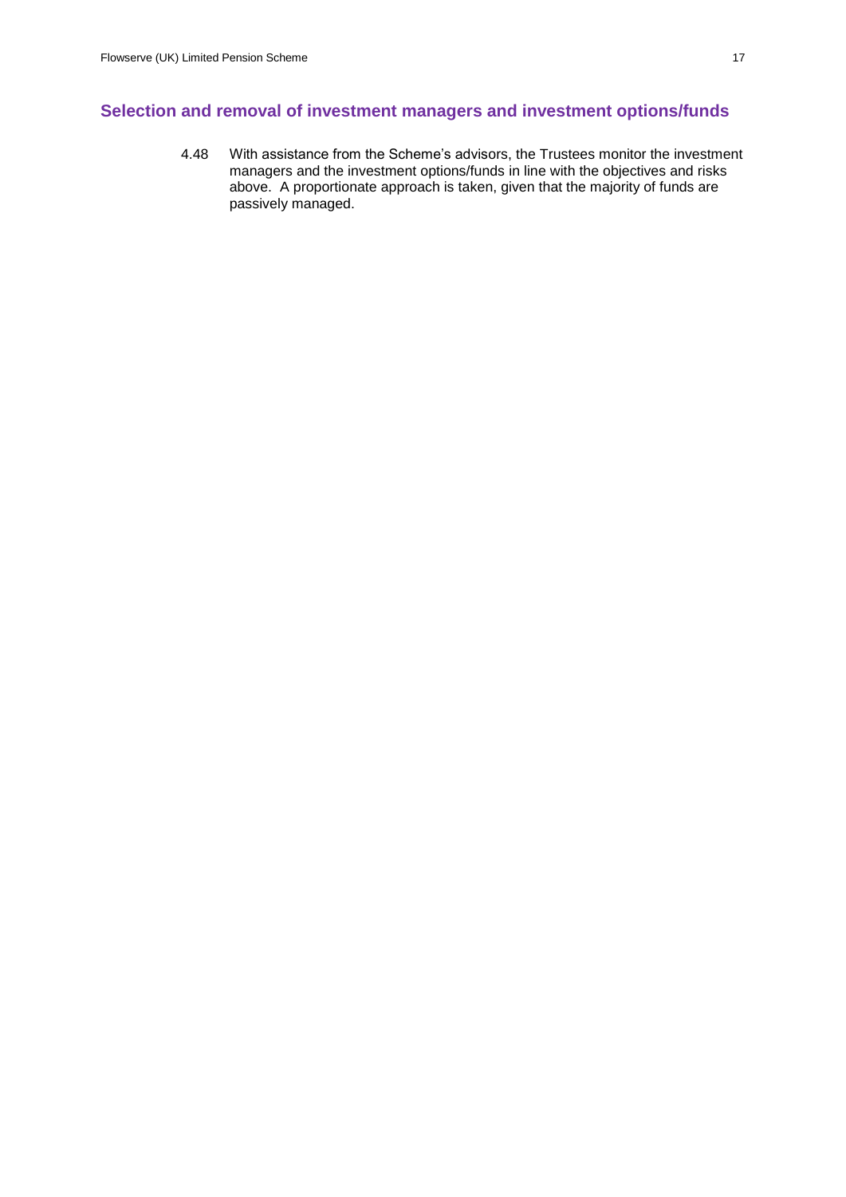## Selection and removal of investment managers and investment options/funds

4.48 With assistance from the Scheme's advisors, the Trustees monitor the investment managers and the investment options/funds in line with the objectives and risks above. A proportionate approach is taken, given that the majority of funds are passively managed.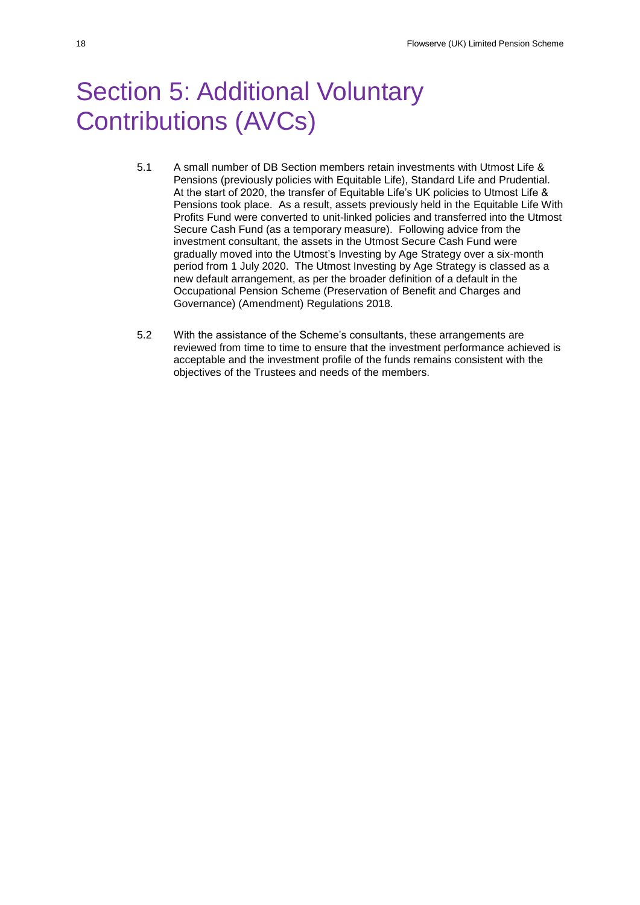# Section 5: Additional Voluntary Contributions (AVCs)

5.1 A small number of DB Section members retain investments with Utmost Life & Pensions (previously policies with Equitable Life), Standard Life and Prudential. At the start of 2020, the transfer of Equitable Life's UK policies to Utmost Life & Pensions took place. As a result, assets previously held in the Equitable Life With Profits Fund were converted to unit-linked policies and transferred into the Utmost Secure Cash Fund (as a temporary measure). Following advice from the investment consultant, the assets in the Utmost Secure Cash Fund were gradually moved into the Utmost's Investing by Age Strategy over a six-month period from 1 July 2020. The Utmost Investing by Age Strategy is classed as a new default arrangement, as per the broader definition of a default in the Occupational Pension Scheme (Preservation of Benefit and Charges and Governance) (Amendment) Regulations 2018.

5.2 With the assistance of the Scheme's consultants, these arrangements are reviewed from time to time to ensure that the investment performance achieved is acceptable and the investment profile of the funds remains consistent with the objectives of the Trustees and needs of the members.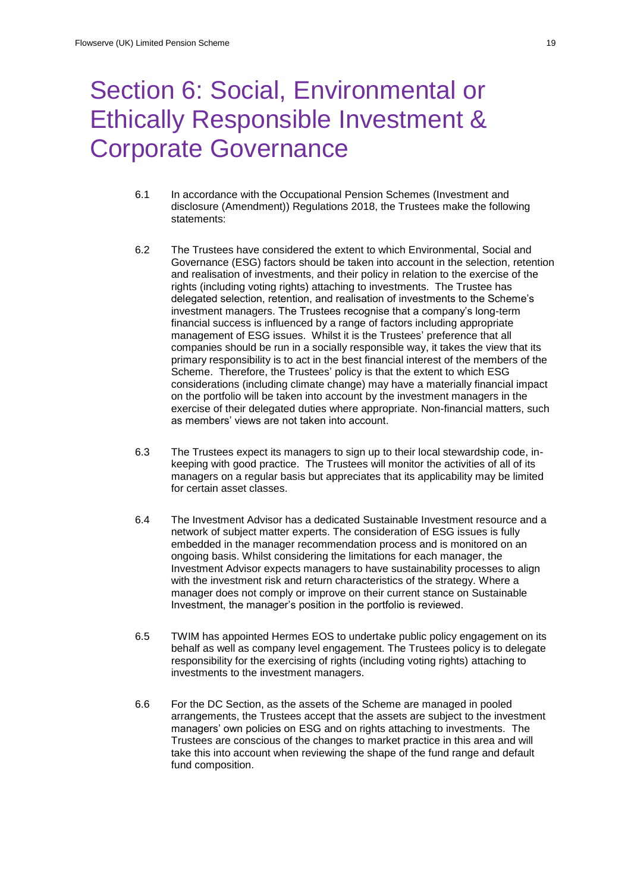# Section 6: Social, Environmental or Ethically Responsible Investment & Corporate Governance

6.1 In accordance with the Occupational Pension Schemes (Investment and disclosure (Amendment)) Regulations 2018, the Trustees make the following statements:

6.2 The Trustees have considered the extent to which Environmental, Social and Governance (ESG) factors should be taken into account in the selection, retention and realisation of investments, and their policy in relation to the exercise of the rights (including voting rights) attaching to investments. The Trustee has delegated selection, retention, and realisation of investments to the Scheme's investment managers. The Trustees recognise that a company's long-term financial success is influenced by a range of factors including appropriate management of ESG issues. Whilst it is the Trustees' preference that all companies should be run in a socially responsible way, it takes the view that its primary responsibility is to act in the best financial interest of the members of the Scheme. Therefore, the Trustees' policy is that the extent to which ESG considerations (including climate change) may have a materially financial impact on the portfolio will be taken into account by the investment managers in the exercise of their delegated duties where appropriate. Non-financial matters, such as members' views are not taken into account.

6.3 The Trustees expect its managers to sign up to their local stewardship code, in-keeping with good practice. The Trustees will monitor the activities of all of its managers on a regular basis but appreciates that its applicability may be limited for certain asset classes.

6.4 The Investment Advisor has a dedicated Sustainable Investment resource and a network of subject matter experts. The consideration of ESG issues is fully embedded in the manager recommendation process and is monitored on an ongoing basis. Whilst considering the limitations for each manager, the Investment Advisor expects managers to have sustainability processes to align with the investment risk and return characteristics of the strategy. Where a manager does not comply or improve on their current stance on Sustainable Investment, the manager's position in the portfolio is reviewed.

6.5 TWIM has appointed Hermes EOS to undertake public policy engagement on its behalf as well as company level engagement. The Trustees policy is to delegate responsibility for the exercising of rights (including voting rights) attaching to investments to the investment managers.

6.6 For the DC Section, as the assets of the Scheme are managed in pooled arrangements, the Trustees accept that the assets are subject to the investment managers' own policies on ESG and on rights attaching to investments. The Trustees are conscious of the changes to market practice in this area and will take this into account when reviewing the shape of the fund range and default fund composition.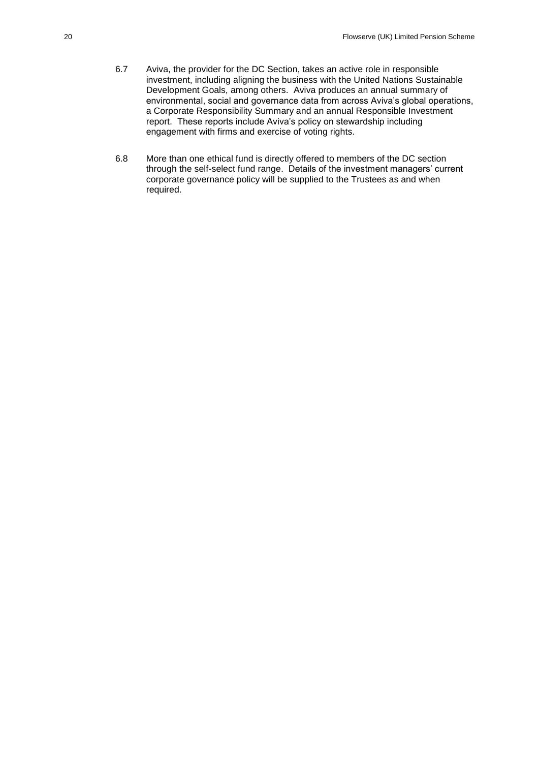6.7 Aviva, the provider for the DC Section, takes an active role in responsible investment, including aligning the business with the United Nations Sustainable Development Goals, among others. Aviva produces an annual summary of environmental, social and governance data from across Aviva's global operations, a Corporate Responsibility Summary and an annual Responsible Investment report. These reports include Aviva's policy on stewardship including engagement with firms and exercise of voting rights.

6.8 More than one ethical fund is directly offered to members of the DC section through the self-select fund range. Details of the investment managers' current corporate governance policy will be supplied to the Trustees as and when required.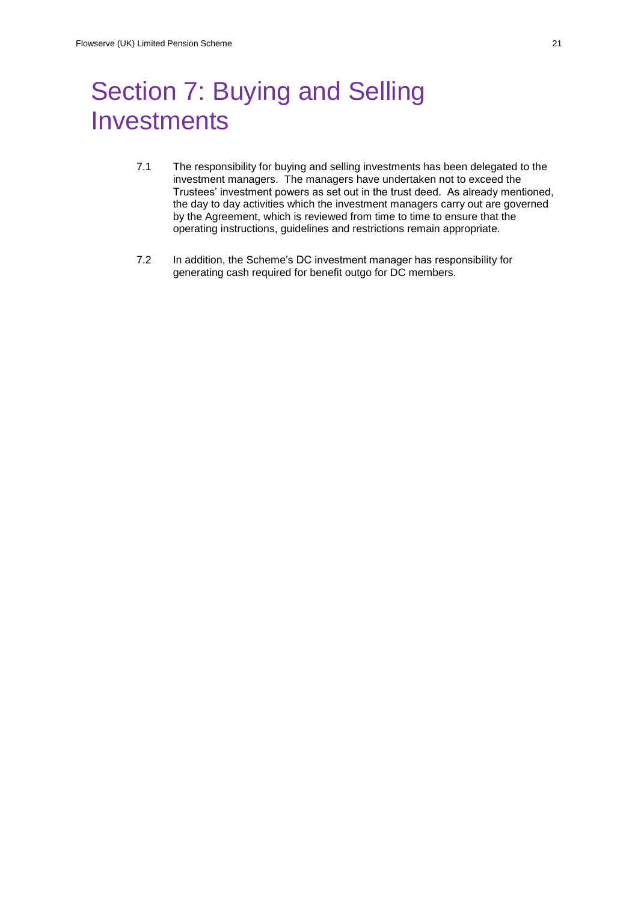# Section 7: Buying and Selling Investments

7.1 The responsibility for buying and selling investments has been delegated to the investment managers. The managers have undertaken not to exceed the Trustees' investment powers as set out in the trust deed. As already mentioned, the day to day activities which the investment managers carry out are governed by the Agreement, which is reviewed from time to time to ensure that the operating instructions, guidelines and restrictions remain appropriate.

7.2 In addition, the Scheme's DC investment manager has responsibility for generating cash required for benefit outgo for DC members.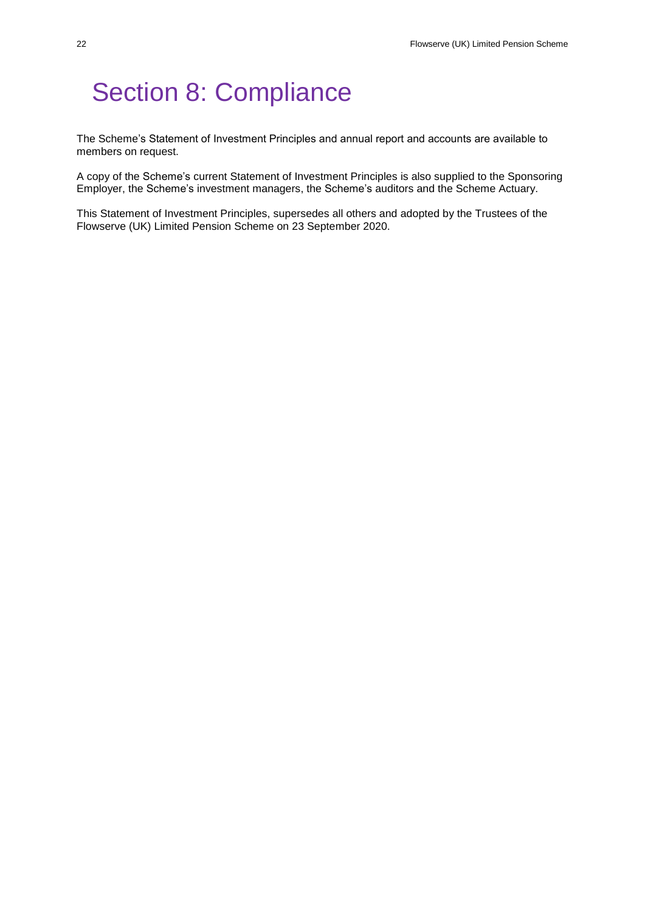# Section 8: Compliance

The Scheme's Statement of Investment Principles and annual report and accounts are available to members on request.

A copy of the Scheme's current Statement of Investment Principles is also supplied to the Sponsoring Employer, the Scheme's investment managers, the Scheme's auditors and the Scheme Actuary.

This Statement of Investment Principles, supersedes all others and adopted by the Trustees of the Flowserve (UK) Limited Pension Scheme on 23 September 2020.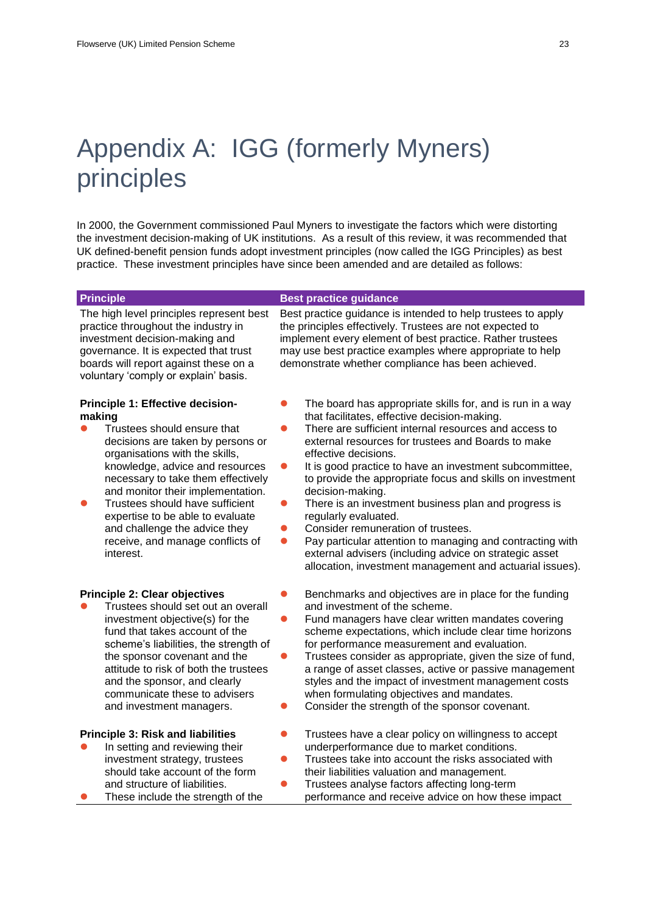# Appendix A: IGG (formerly Myners) principles

In 2000, the Government commissioned Paul Myners to investigate the factors which were distorting the investment decision-making of UK institutions. As a result of this review, it was recommended that UK defined-benefit pension funds adopt investment principles (now called the IGG Principles) as best practice. These investment principles have since been amended and are detailed as follows:

| Principle | Best practice guidance |
| --- | --- |
| The high level principles represent best practice throughout the industry in investment decision-making and governance. It is expected that trust boards will report against these on a voluntary 'comply or explain' basis. | Best practice guidance is intended to help trustees to apply the principles effectively. Trustees are not expected to implement every element of best practice. Rather trustees may use best practice examples where appropriate to help demonstrate whether compliance has been achieved. |
| **Principle 1: Effective decision-making**<br>• Trustees should ensure that decisions are taken by persons or organisations with the skills, knowledge, advice and resources necessary to take them effectively and monitor their implementation.<br>• Trustees should have sufficient expertise to be able to evaluate and challenge the advice they receive, and manage conflicts of interest. | • The board has appropriate skills for, and is run in a way that facilitates, effective decision-making.<br>• There are sufficient internal resources and access to external resources for trustees and Boards to make effective decisions.<br>• It is good practice to have an investment subcommittee, to provide the appropriate focus and skills on investment decision-making.<br>• There is an investment business plan and progress is regularly evaluated.<br>• Consider remuneration of trustees.<br>• Pay particular attention to managing and contracting with external advisers (including advice on strategic asset allocation, investment management and actuarial issues). |
| **Principle 2: Clear objectives**<br>• Trustees should set out an overall investment objective(s) for the fund that takes account of the scheme's liabilities, the strength of the sponsor covenant and the attitude to risk of both the trustees and the sponsor, and clearly communicate these to advisers and investment managers. | • Benchmarks and objectives are in place for the funding and investment of the scheme.<br>• Fund managers have clear written mandates covering scheme expectations, which include clear time horizons for performance measurement and evaluation.<br>• Trustees consider as appropriate, given the size of fund, a range of asset classes, active or passive management styles and the impact of investment management costs when formulating objectives and mandates.<br>• Consider the strength of the sponsor covenant. |
| **Principle 3: Risk and liabilities**<br>• In setting and reviewing their investment strategy, trustees should take account of the form and structure of liabilities.<br>• These include the strength of the | • Trustees have a clear policy on willingness to accept underperformance due to market conditions.<br>• Trustees take into account the risks associated with their liabilities valuation and management.<br>• Trustees analyse factors affecting long-term performance and receive advice on how these impact |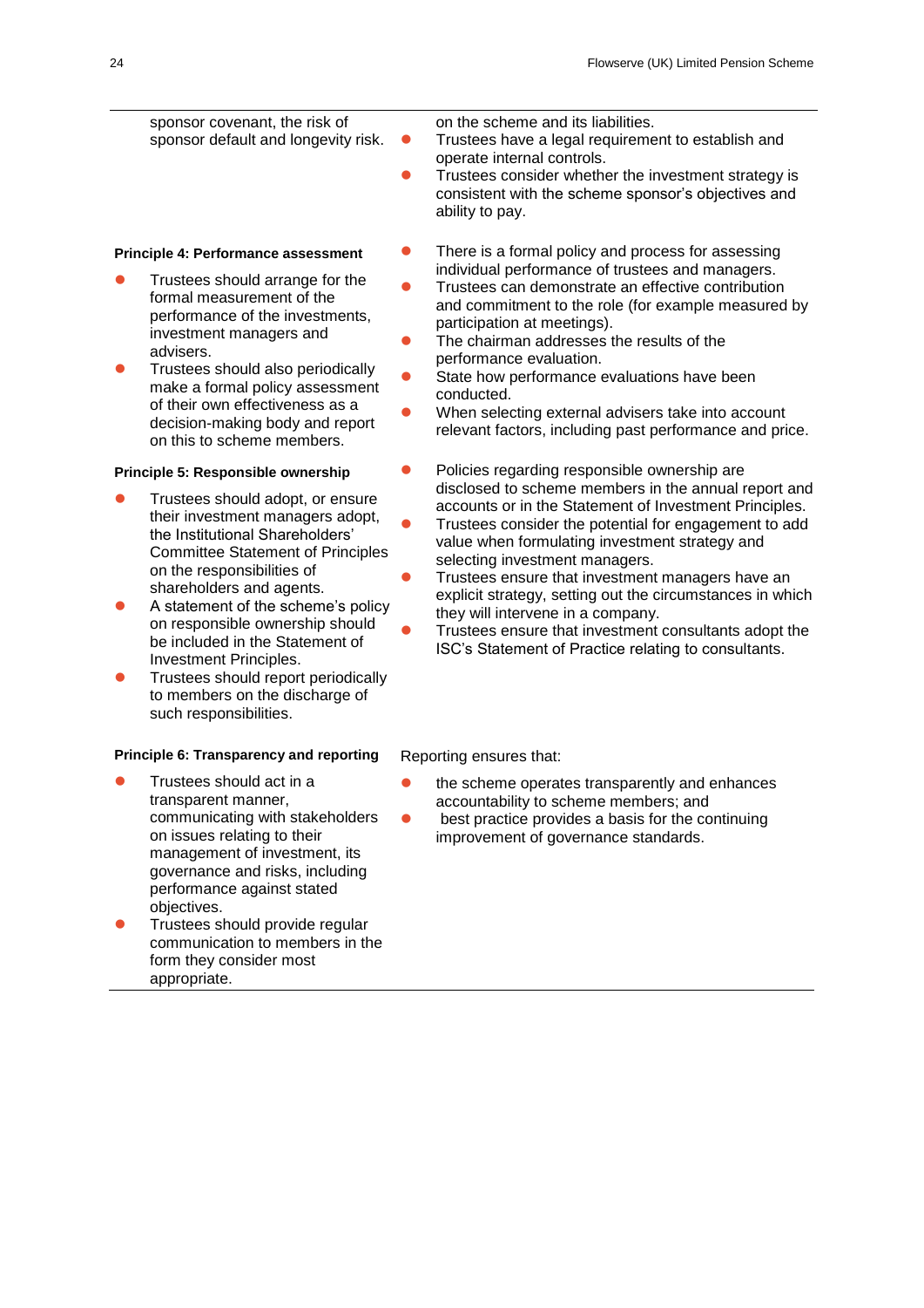sponsor covenant, the risk of sponsor default and longevity risk.

on the scheme and its liabilities.

- Trustees have a legal requirement to establish and operate internal controls.
- Trustees consider whether the investment strategy is consistent with the scheme sponsor's objectives and ability to pay.

**Principle 4: Performance assessment**

- Trustees should arrange for the formal measurement of the performance of the investments, investment managers and advisers.
- Trustees should also periodically make a formal policy assessment of their own effectiveness as a decision-making body and report on this to scheme members.

- There is a formal policy and process for assessing individual performance of trustees and managers.
- Trustees can demonstrate an effective contribution and commitment to the role (for example measured by participation at meetings).
- The chairman addresses the results of the performance evaluation.
- State how performance evaluations have been conducted.
- When selecting external advisers take into account relevant factors, including past performance and price.

**Principle 5: Responsible ownership**

- Trustees should adopt, or ensure their investment managers adopt, the Institutional Shareholders' Committee Statement of Principles on the responsibilities of shareholders and agents.
- A statement of the scheme's policy on responsible ownership should be included in the Statement of Investment Principles.
- Trustees should report periodically to members on the discharge of such responsibilities.

- Policies regarding responsible ownership are disclosed to scheme members in the annual report and accounts or in the Statement of Investment Principles.
- Trustees consider the potential for engagement to add value when formulating investment strategy and selecting investment managers.
- Trustees ensure that investment managers have an explicit strategy, setting out the circumstances in which they will intervene in a company.
- Trustees ensure that investment consultants adopt the ISC's Statement of Practice relating to consultants.

**Principle 6: Transparency and reporting**

- Trustees should act in a transparent manner, communicating with stakeholders on issues relating to their management of investment, its governance and risks, including performance against stated objectives.
- Trustees should provide regular communication to members in the form they consider most appropriate.

Reporting ensures that:

- the scheme operates transparently and enhances accountability to scheme members; and
- best practice provides a basis for the continuing improvement of governance standards.